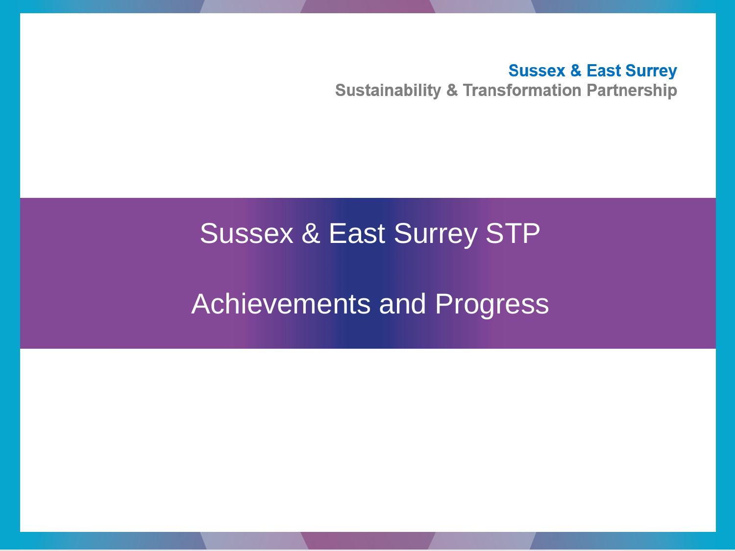**Sussex & East Surrey**
**Sustainability & Transformation Partnership**

# Sussex & East Surrey STP

# Achievements and Progress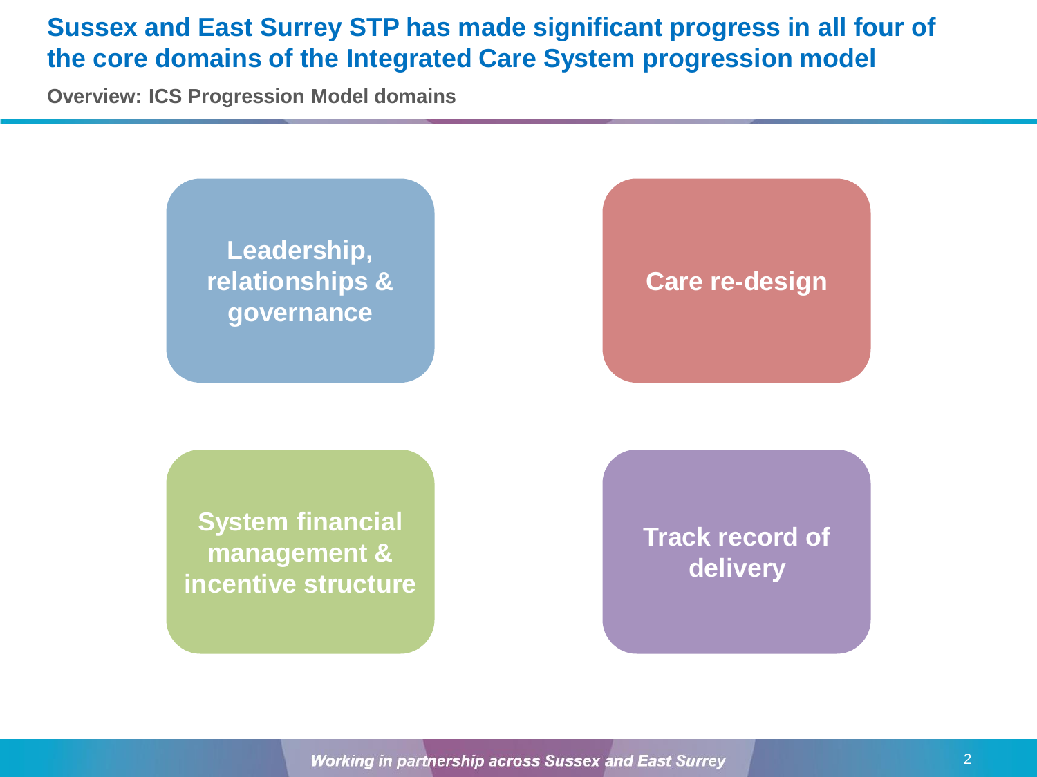# Sussex and East Surrey STP has made significant progress in all four of the core domains of the Integrated Care System progression model

**Overview: ICS Progression Model domains**

- **Leadership, relationships & governance**
- **Care re-design**
- **System financial management & incentive structure**
- **Track record of delivery**

*Working in partnership across Sussex and East Surrey*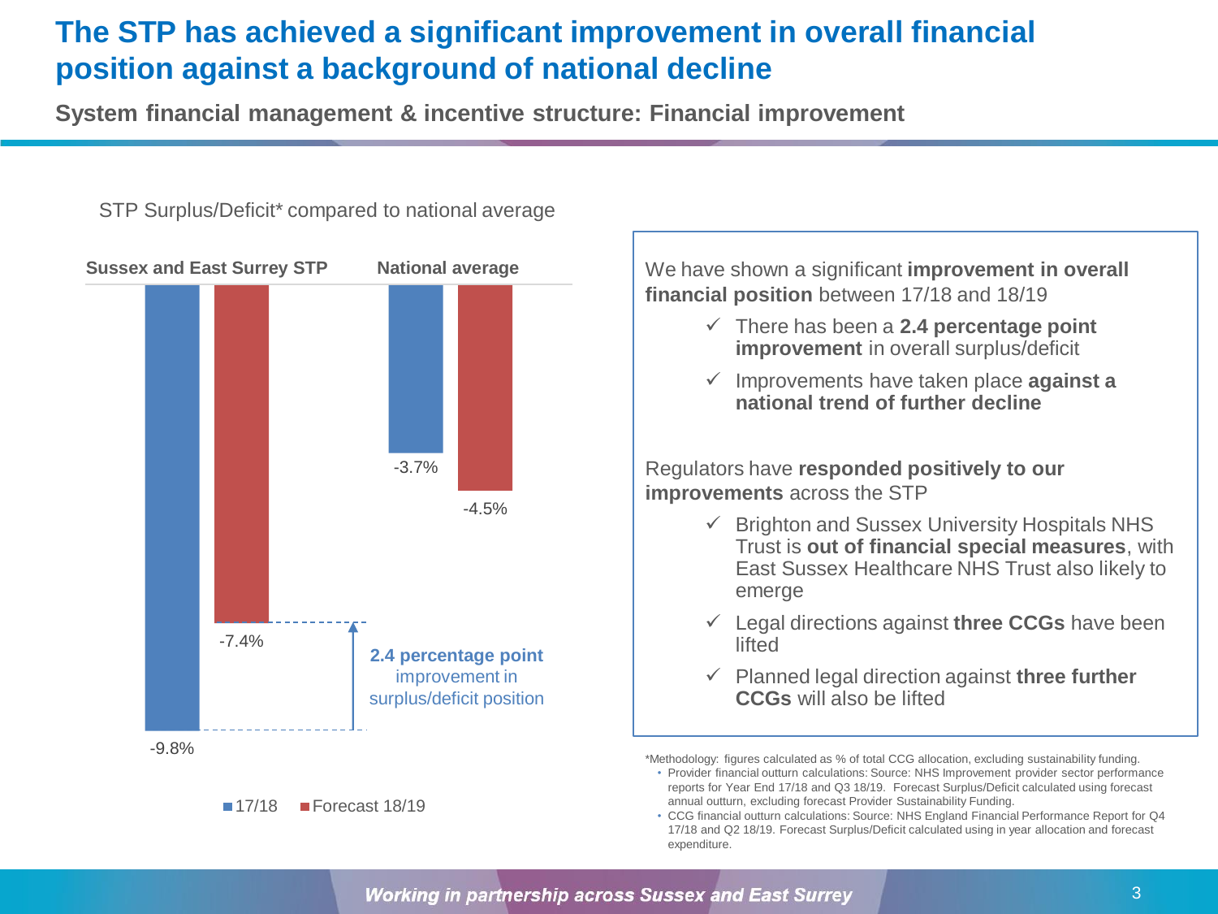# The STP has achieved a significant improvement in overall financial position against a background of national decline

**System financial management & incentive structure: Financial improvement**

STP Surplus/Deficit* compared to national average

| | 17/18 | Forecast 18/19 |
|---|---|---|
| Sussex and East Surrey STP | -9.8% | -7.4% |
| National average | -3.7% | -4.5% |

**2.4 percentage point** improvement in surplus/deficit position

We have shown a significant **improvement in overall financial position** between 17/18 and 18/19

- ✓ There has been a **2.4 percentage point improvement** in overall surplus/deficit
- ✓ Improvements have taken place **against a national trend of further decline**

Regulators have **responded positively to our improvements** across the STP

- ✓ Brighton and Sussex University Hospitals NHS Trust is **out of financial special measures**, with East Sussex Healthcare NHS Trust also likely to emerge
- ✓ Legal directions against **three CCGs** have been lifted
- ✓ Planned legal direction against **three further CCGs** will also be lifted

*Methodology: figures calculated as % of total CCG allocation, excluding sustainability funding.

- Provider financial outturn calculations: Source: NHS Improvement provider sector performance reports for Year End 17/18 and Q3 18/19. Forecast Surplus/Deficit calculated using forecast annual outturn, excluding forecast Provider Sustainability Funding.
- CCG financial outturn calculations: Source: NHS England Financial Performance Report for Q4 17/18 and Q2 18/19. Forecast Surplus/Deficit calculated using in year allocation and forecast expenditure.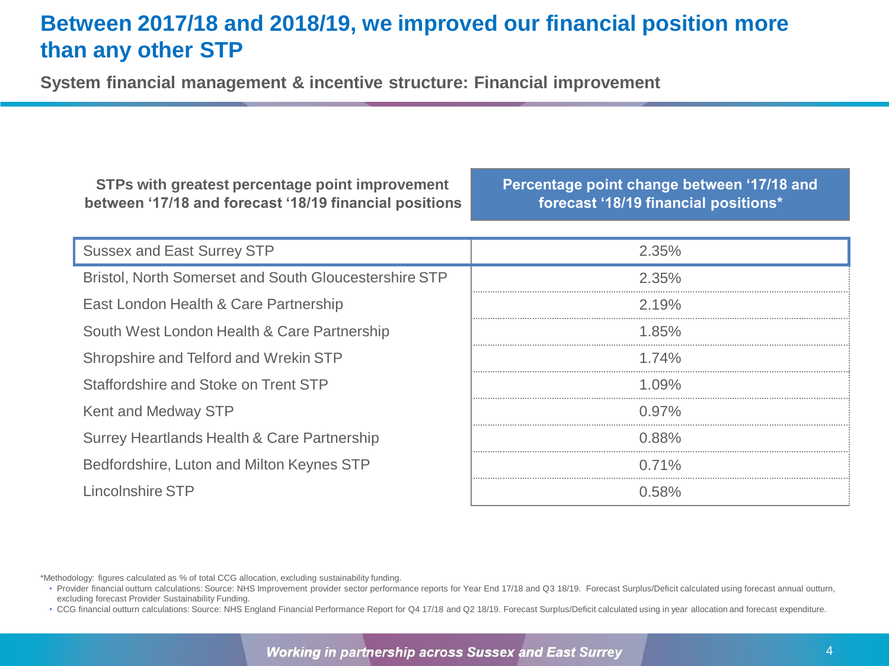# Between 2017/18 and 2018/19, we improved our financial position more than any other STP

**System financial management & incentive structure: Financial improvement**

| STPs with greatest percentage point improvement between '17/18 and forecast '18/19 financial positions | Percentage point change between '17/18 and forecast '18/19 financial positions* |
|---|---|
| Sussex and East Surrey STP | 2.35% |
| Bristol, North Somerset and South Gloucestershire STP | 2.35% |
| East London Health & Care Partnership | 2.19% |
| South West London Health & Care Partnership | 1.85% |
| Shropshire and Telford and Wrekin STP | 1.74% |
| Staffordshire and Stoke on Trent STP | 1.09% |
| Kent and Medway STP | 0.97% |
| Surrey Heartlands Health & Care Partnership | 0.88% |
| Bedfordshire, Luton and Milton Keynes STP | 0.71% |
| Lincolnshire STP | 0.58% |

*Methodology: figures calculated as % of total CCG allocation, excluding sustainability funding.

- Provider financial outturn calculations: Source: NHS Improvement provider sector performance reports for Year End 17/18 and Q3 18/19. Forecast Surplus/Deficit calculated using forecast annual outturn, excluding forecast Provider Sustainability Funding.
- CCG financial outturn calculations: Source: NHS England Financial Performance Report for Q4 17/18 and Q2 18/19. Forecast Surplus/Deficit calculated using in year allocation and forecast expenditure.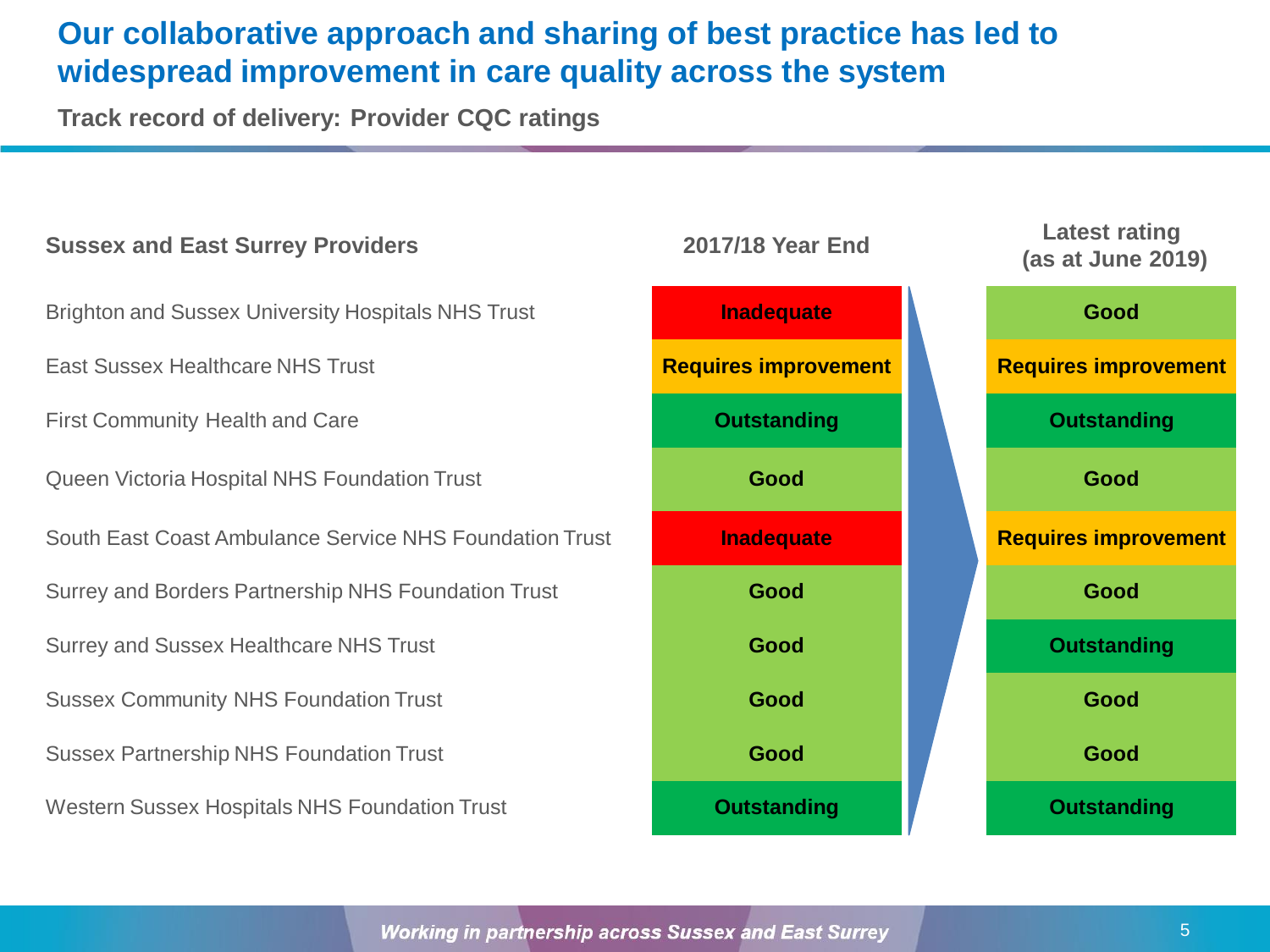# Our collaborative approach and sharing of best practice has led to widespread improvement in care quality across the system

**Track record of delivery: Provider CQC ratings**

| Sussex and East Surrey Providers | 2017/18 Year End | Latest rating (as at June 2019) |
|---|---|---|
| Brighton and Sussex University Hospitals NHS Trust | Inadequate | Good |
| East Sussex Healthcare NHS Trust | Requires improvement | Requires improvement |
| First Community Health and Care | Outstanding | Outstanding |
| Queen Victoria Hospital NHS Foundation Trust | Good | Good |
| South East Coast Ambulance Service NHS Foundation Trust | Inadequate | Requires improvement |
| Surrey and Borders Partnership NHS Foundation Trust | Good | Good |
| Surrey and Sussex Healthcare NHS Trust | Good | Outstanding |
| Sussex Community NHS Foundation Trust | Good | Good |
| Sussex Partnership NHS Foundation Trust | Good | Good |
| Western Sussex Hospitals NHS Foundation Trust | Outstanding | Outstanding |

*Working in partnership across Sussex and East Surrey*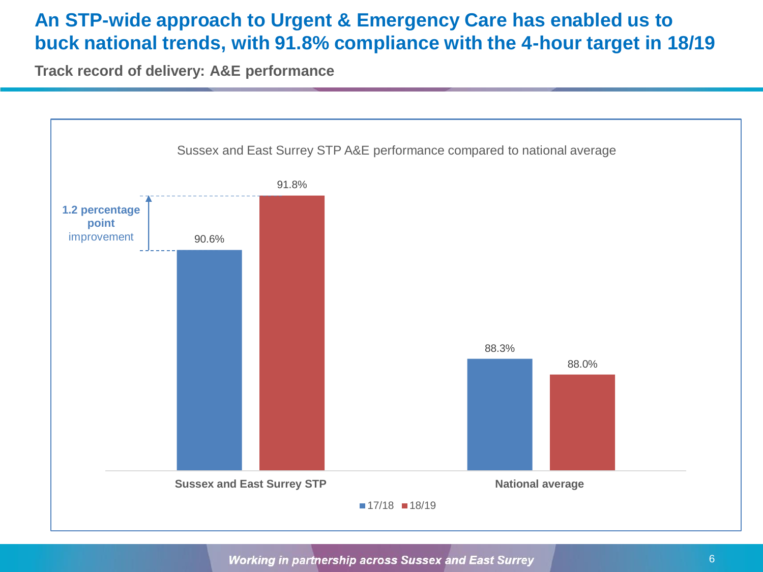# An STP-wide approach to Urgent & Emergency Care has enabled us to buck national trends, with 91.8% compliance with the 4-hour target in 18/19

## Track record of delivery: A&E performance

Sussex and East Surrey STP A&E performance compared to national average

| | 17/18 | 18/19 |
|---|---|---|
| Sussex and East Surrey STP | 90.6% | 91.8% |
| National average | 88.3% | 88.0% |

**1.2 percentage point** improvement

*Working in partnership across Sussex and East Surrey*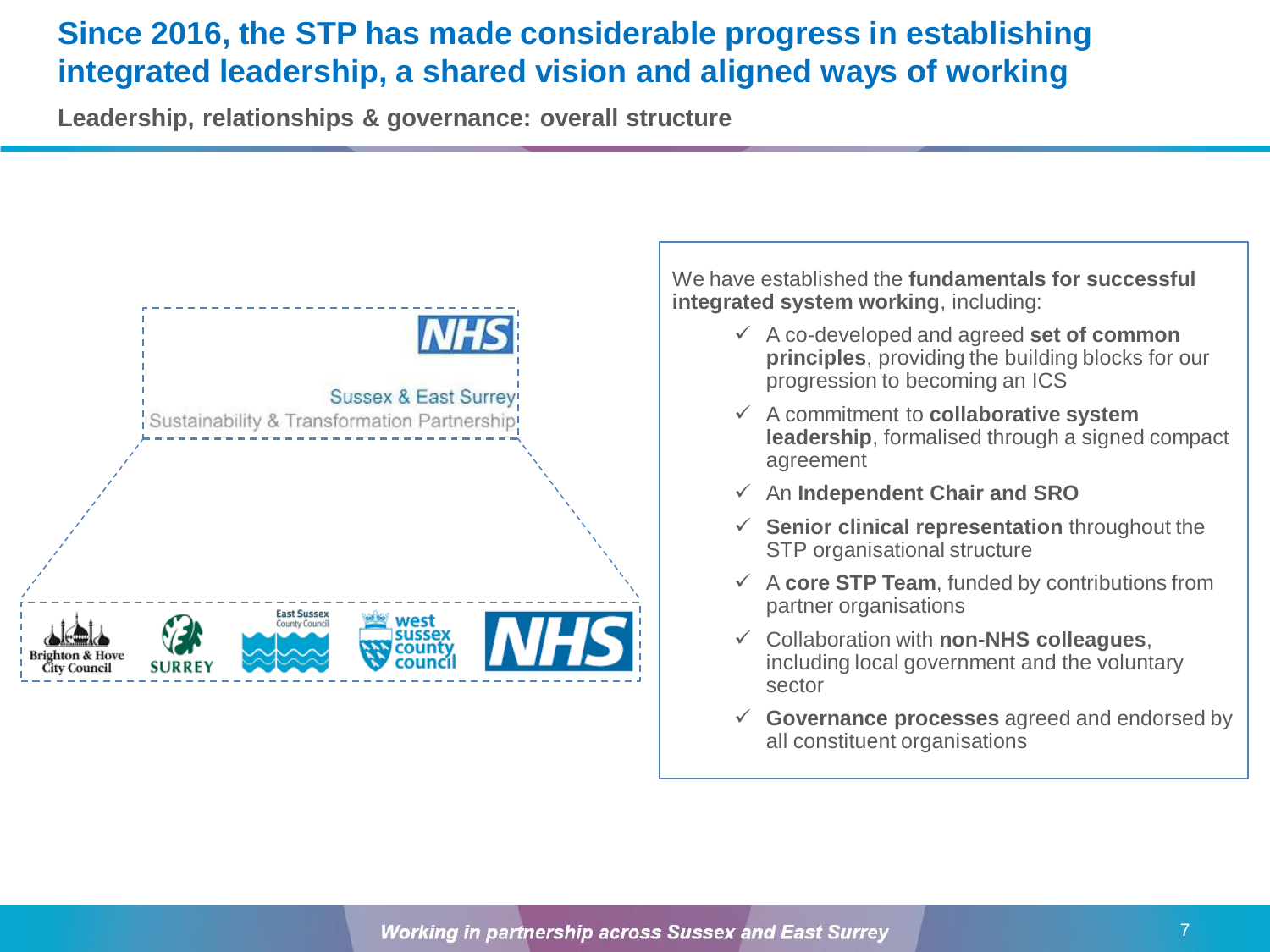# Since 2016, the STP has made considerable progress in establishing integrated leadership, a shared vision and aligned ways of working

## Leadership, relationships & governance: overall structure

NHS

Sussex & East Surrey
Sustainability & Transformation Partnership

Brighton & Hove City Council | SURREY | East Sussex County Council | west sussex county council | NHS

We have established the **fundamentals for successful integrated system working**, including:

- ✓ A co-developed and agreed **set of common principles**, providing the building blocks for our progression to becoming an ICS
- ✓ A commitment to **collaborative system leadership**, formalised through a signed compact agreement
- ✓ An **Independent Chair and SRO**
- ✓ **Senior clinical representation** throughout the STP organisational structure
- ✓ A **core STP Team**, funded by contributions from partner organisations
- ✓ Collaboration with **non-NHS colleagues**, including local government and the voluntary sector
- ✓ **Governance processes** agreed and endorsed by all constituent organisations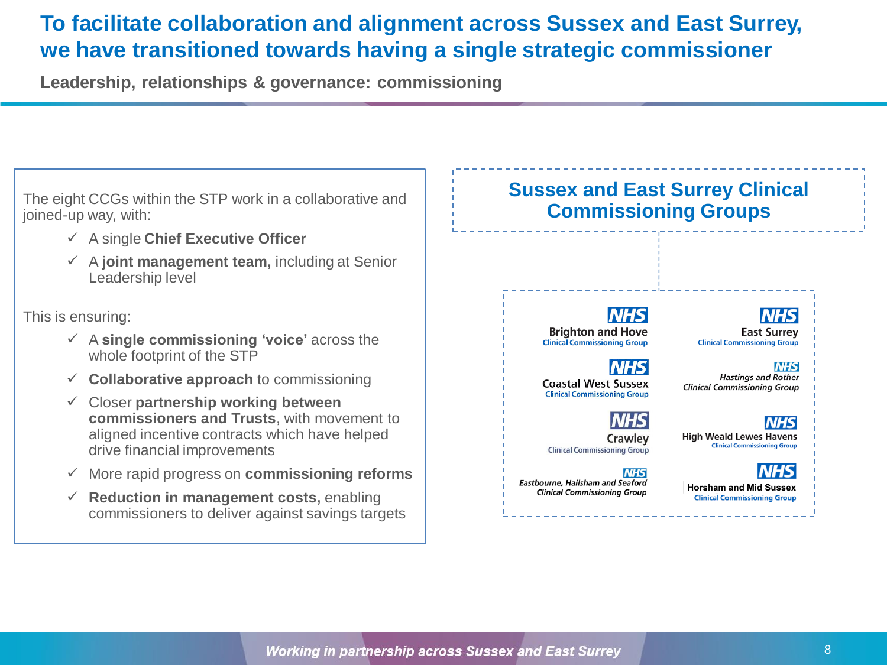# To facilitate collaboration and alignment across Sussex and East Surrey, we have transitioned towards having a single strategic commissioner

**Leadership, relationships & governance: commissioning**

The eight CCGs within the STP work in a collaborative and joined-up way, with:

- ✓ A single **Chief Executive Officer**
- ✓ A **joint management team,** including at Senior Leadership level

This is ensuring:

- ✓ A **single commissioning 'voice'** across the whole footprint of the STP
- ✓ **Collaborative approach** to commissioning
- ✓ Closer **partnership working between commissioners and Trusts**, with movement to aligned incentive contracts which have helped drive financial improvements
- ✓ More rapid progress on **commissioning reforms**
- ✓ **Reduction in management costs,** enabling commissioners to deliver against savings targets

## Sussex and East Surrey Clinical Commissioning Groups

- NHS Brighton and Hove Clinical Commissioning Group
- NHS East Surrey Clinical Commissioning Group
- NHS Coastal West Sussex Clinical Commissioning Group
- NHS Hastings and Rother Clinical Commissioning Group
- NHS Crawley Clinical Commissioning Group
- NHS High Weald Lewes Havens Clinical Commissioning Group
- NHS Eastbourne, Hailsham and Seaford Clinical Commissioning Group
- NHS Horsham and Mid Sussex Clinical Commissioning Group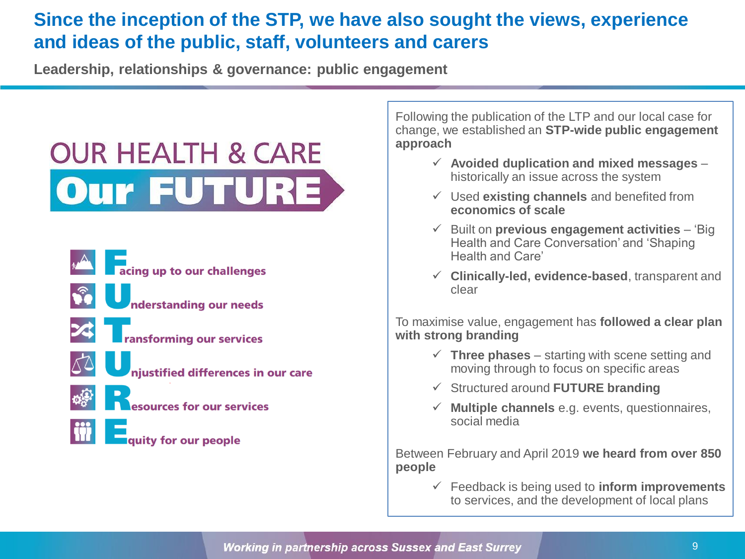# Since the inception of the STP, we have also sought the views, experience and ideas of the public, staff, volunteers and carers

**Leadership, relationships & governance: public engagement**

OUR HEALTH & CARE
**Our FUTURE**

- **F**acing up to our challenges
- **U**nderstanding our needs
- **T**ransforming our services
- **U**njustified differences in our care
- **R**esources for our services
- **E**quity for our people

Following the publication of the LTP and our local case for change, we established an **STP-wide public engagement approach**

- ✓ **Avoided duplication and mixed messages** – historically an issue across the system
- ✓ Used **existing channels** and benefited from **economics of scale**
- ✓ Built on **previous engagement activities** – 'Big Health and Care Conversation' and 'Shaping Health and Care'
- ✓ **Clinically-led, evidence-based**, transparent and clear

To maximise value, engagement has **followed a clear plan with strong branding**

- ✓ **Three phases** – starting with scene setting and moving through to focus on specific areas
- ✓ Structured around **FUTURE branding**
- ✓ **Multiple channels** e.g. events, questionnaires, social media

Between February and April 2019 **we heard from over 850 people**

- ✓ Feedback is being used to **inform improvements** to services, and the development of local plans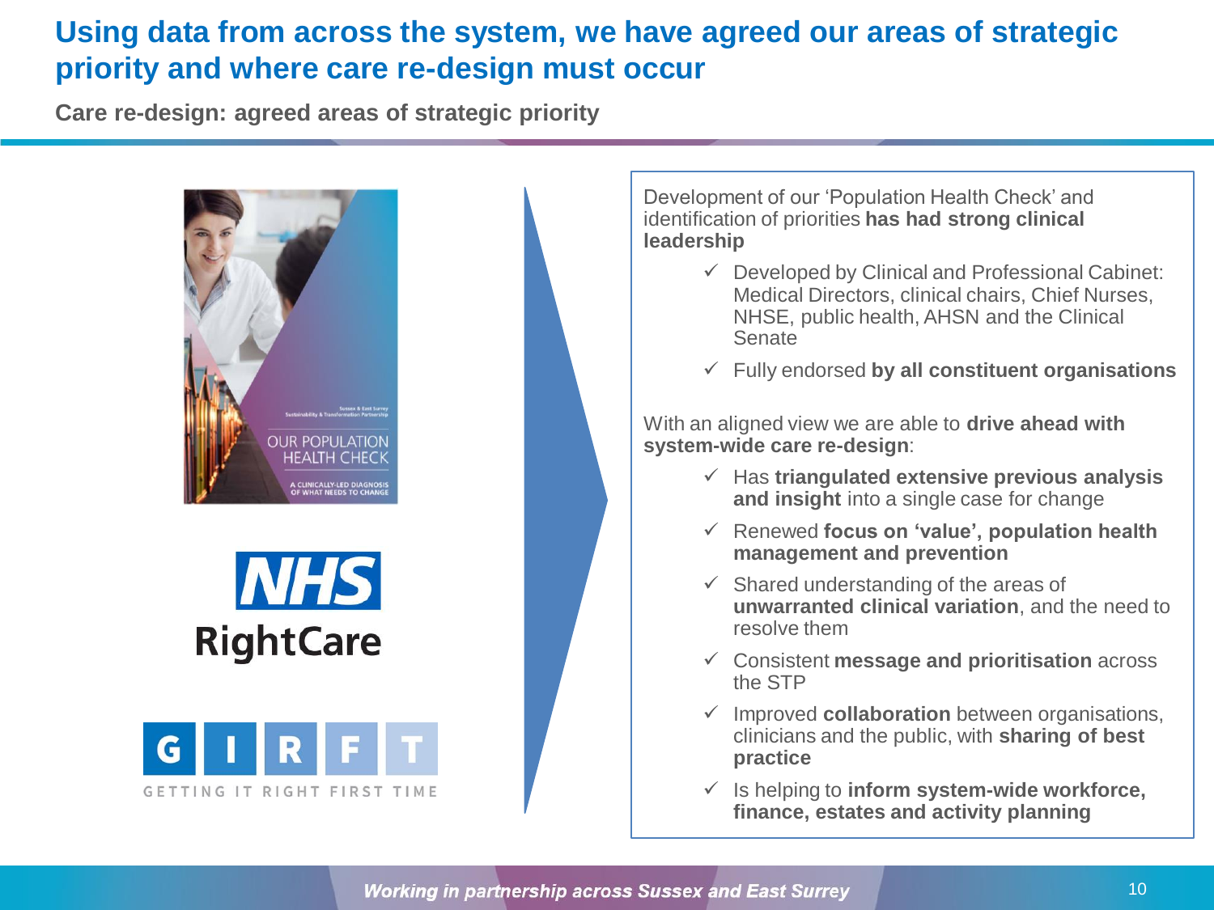# Using data from across the system, we have agreed our areas of strategic priority and where care re-design must occur

**Care re-design: agreed areas of strategic priority**

OUR POPULATION HEALTH CHECK

A CLINICALLY-LED DIAGNOSIS OF WHAT NEEDS TO CHANGE

NHS RightCare

GIRFT — GETTING IT RIGHT FIRST TIME

Development of our 'Population Health Check' and identification of priorities **has had strong clinical leadership**

- ✓ Developed by Clinical and Professional Cabinet: Medical Directors, clinical chairs, Chief Nurses, NHSE, public health, AHSN and the Clinical Senate
- ✓ Fully endorsed **by all constituent organisations**

With an aligned view we are able to **drive ahead with system-wide care re-design**:

- ✓ Has **triangulated extensive previous analysis and insight** into a single case for change
- ✓ Renewed **focus on 'value', population health management and prevention**
- ✓ Shared understanding of the areas of **unwarranted clinical variation**, and the need to resolve them
- ✓ Consistent **message and prioritisation** across the STP
- ✓ Improved **collaboration** between organisations, clinicians and the public, with **sharing of best practice**
- ✓ Is helping to **inform system-wide workforce, finance, estates and activity planning**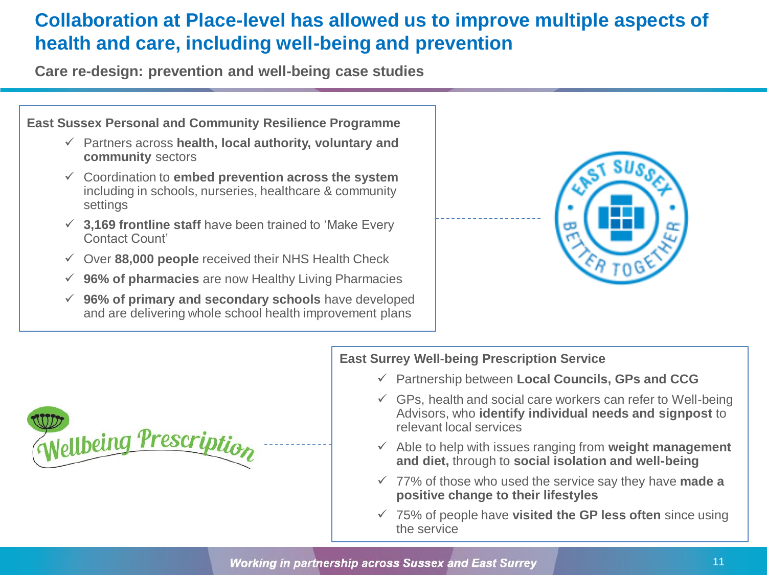# Collaboration at Place-level has allowed us to improve multiple aspects of health and care, including well-being and prevention

**Care re-design: prevention and well-being case studies**

### East Sussex Personal and Community Resilience Programme

- ✓ Partners across **health, local authority, voluntary and community** sectors
- ✓ Coordination to **embed prevention across the system** including in schools, nurseries, healthcare & community settings
- ✓ **3,169 frontline staff** have been trained to 'Make Every Contact Count'
- ✓ Over **88,000 people** received their NHS Health Check
- ✓ **96% of pharmacies** are now Healthy Living Pharmacies
- ✓ **96% of primary and secondary schools** have developed and are delivering whole school health improvement plans

### East Surrey Well-being Prescription Service

- ✓ Partnership between **Local Councils, GPs and CCG**
- ✓ GPs, health and social care workers can refer to Well-being Advisors, who **identify individual needs and signpost** to relevant local services
- ✓ Able to help with issues ranging from **weight management and diet,** through to **social isolation and well-being**
- ✓ 77% of those who used the service say they have **made a positive change to their lifestyles**
- ✓ 75% of people have **visited the GP less often** since using the service

*Working in partnership across Sussex and East Surrey*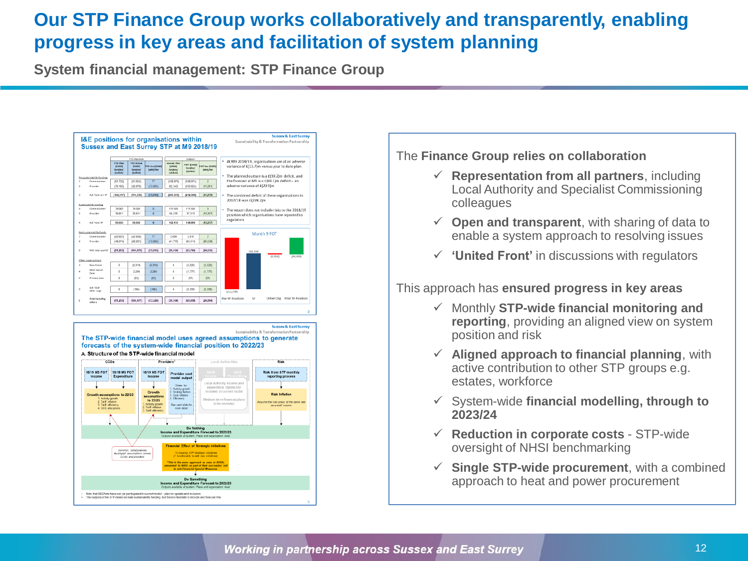# Our STP Finance Group works collaboratively and transparently, enabling progress in key areas and facilitation of system planning

## System financial management: STP Finance Group

The **Finance Group relies on collaboration**

- ✓ **Representation from all partners**, including Local Authority and Specialist Commissioning colleagues
- ✓ **Open and transparent**, with sharing of data to enable a system approach to resolving issues
- ✓ **'United Front'** in discussions with regulators

This approach has **ensured progress in key areas**

- ✓ Monthly **STP-wide financial monitoring and reporting**, providing an aligned view on system position and risk
- ✓ **Aligned approach to financial planning**, with active contribution to other STP groups e.g. estates, workforce
- ✓ System-wide **financial modelling, through to 2023/24**
- ✓ **Reduction in corporate costs** - STP-wide oversight of NHSI benchmarking
- ✓ **Single STP-wide procurement**, with a combined approach to heat and power procurement

*Working in partnership across Sussex and East Surrey*